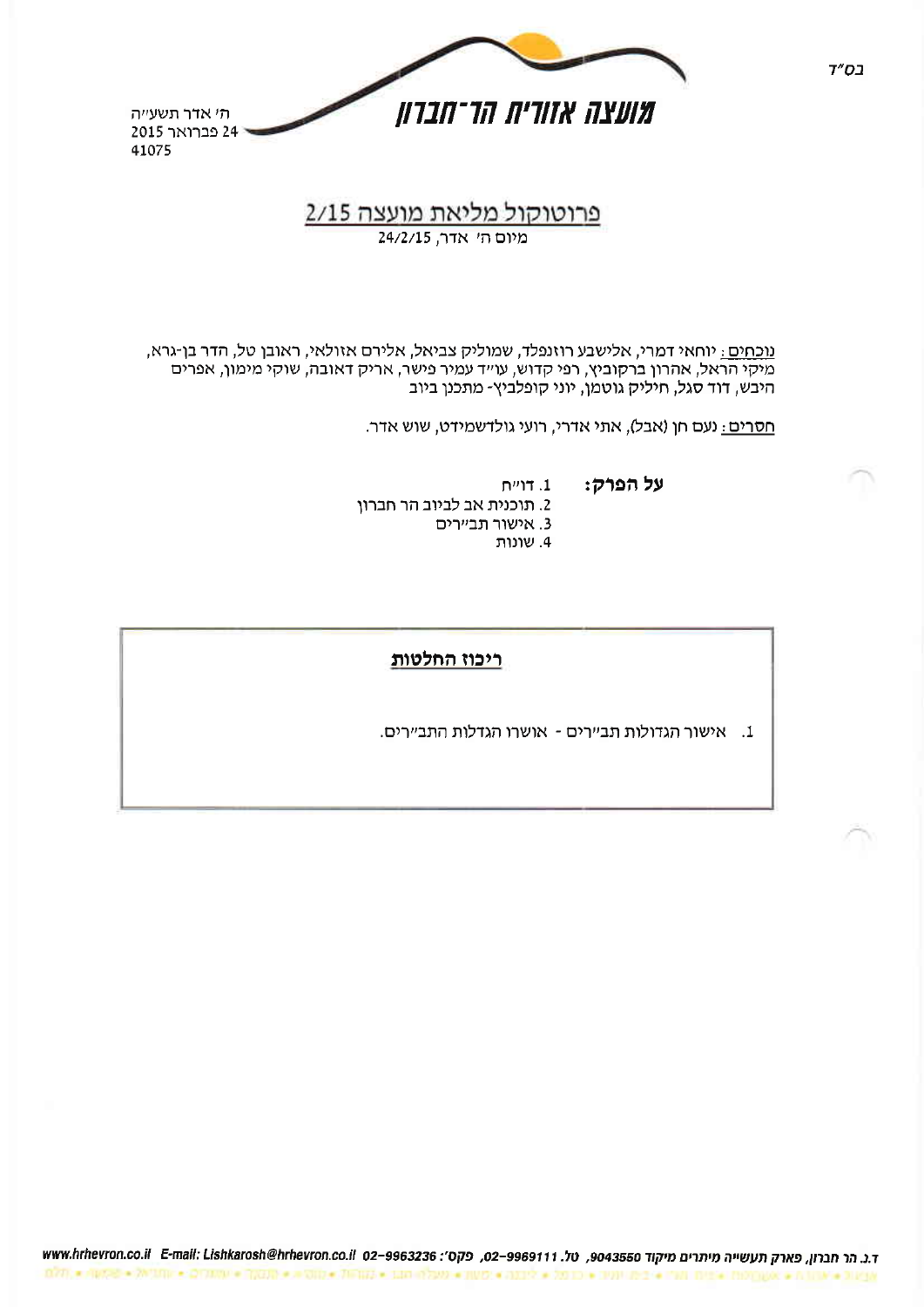בס"ד

ח' אדר תשע"ה
24 פברואר 2015
41075

**מועצה אזורית הר־חברון**

# פרוטוקול מליאת מועצה 2/15

מיום ח' אדר, 24/2/15

נוכחים: יוחאי דמרי, אלישבע רוזנפלד, שמוליק צביאל, אלירם אזולאי, ראובן טל, הדר בן-גרא, מיקי הראל, אהרון ברקוביץ, רפי קדוש, עו"ד עמיר פישר, אריק דאובה, שוקי מימון, אפרים היבש, דוד סגל, חיליק גוטמן, יוני קופלביץ- מתכנן ביוב

חסרים: נעם חן (אבל), אתי אדרי, רועי גולדשמידט, שוש אדר.

**על הפרק:**

1. דו"ח
2. תוכנית אב לביוב הר חברון
3. אישור תב"רים
4. שונות

## ריכוז החלטות

1. אישור הגדולות תב"רים - אושרו הגדלות התב"רים.

ד.נ. הר חברון, פארק תעשייה מיתרים מיקוד 9043550, טל. 02-9969111, פקס': 02-9963236 E-mail: Lishkarosh@hrhevron.co.il www.hrhevron.co.il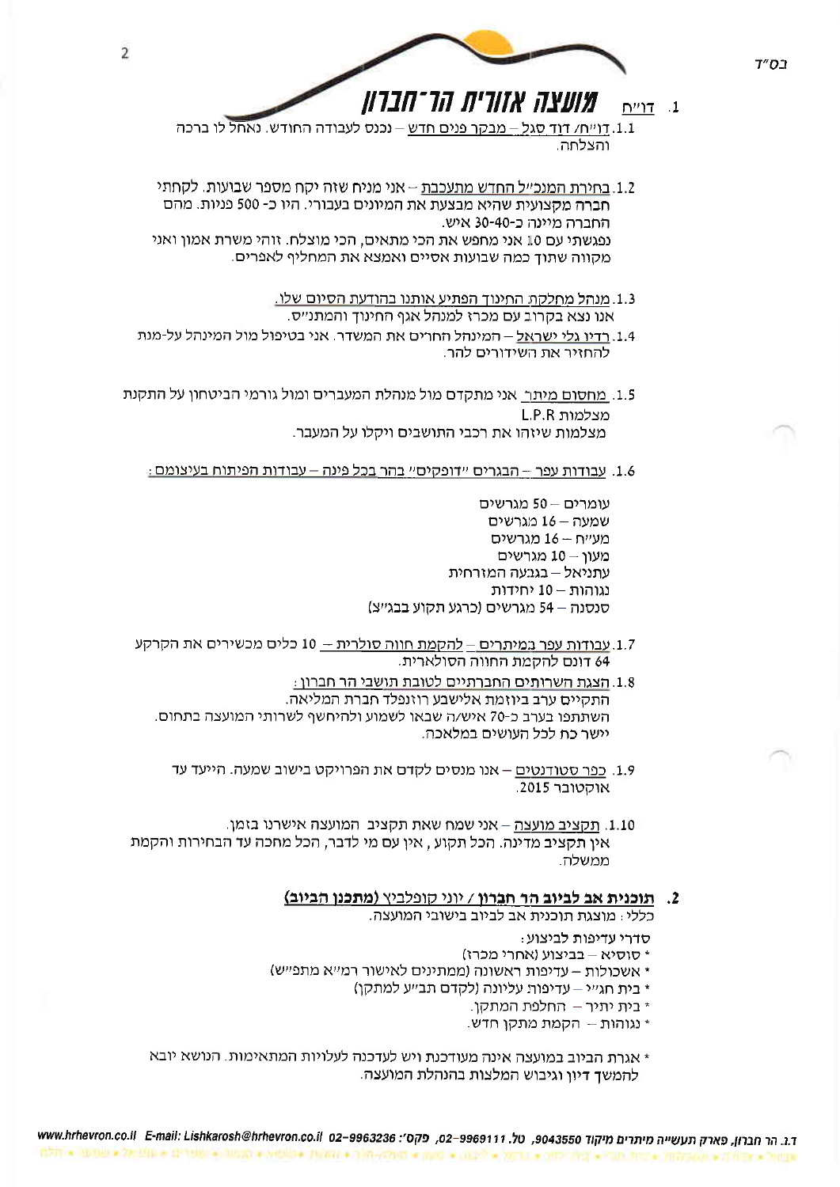בס"ד

1. דו"ח

1.1. דו"ח/ דוד סגל – מבקר פנים חדש – נכנס לעבודה החודש. נאחל לו ברכה והצלחה.

1.2. בחירת המנכ"ל החדש מתעכבת – אני מניח שזה יקח מספר שבועות. לקחתי חברה מקצועית שהיא מבצעת את המיונים בעבורי. היו כ- 500 פניות. מהם החברה מיינה כ-40-30 איש.
נפגשתי עם 10 אני מחפש את הכי מתאים, הכי מוצלח. זוהי משרת אמון ואני מקווה שתוך כמה שבועות אסיים ואמצא את המחליף לאפרים.

1.3. מנהל מחלקת החינוך הפתיע אותנו בהודעת הסיום שלו.
אנו נצא בקרוב עם מכרז למנהל אגף החינוך והמתנ"ס.

1.4. רדיו גלי ישראל – המנהל החריים את המשדר. אני בטיפול מול המינהל על-מנת להחזיר את השידורים להר.

1.5. מחסום מיתר אני מתקדם מול מנהלת המעברים ומול גורמי הביטחון על התקנת מצלמות L.P.R
מצלמות שיזהו את רכבי התושבים ויקלו על המעבר.

1.6. עבודות עפר – הבגרים "דופקים" בהר בכל פינה – עבודות הפיתוח בעיצומם:

עומרים – 50 מגרשים
שמעה – 16 מגרשים
מע"ח – 16 מגרשים
מעון – 10 מגרשים
עתניאל – בגבעה המזרחית
נגוהות – 10 יחידות
סנסנה – 54 מגרשים (כרגע תקוע בבג"צ)

1.7. עבודות עפר במיתרים – להקמת חווה סולרית – 10 כלים מכשירים את הקרקע 64 דונם להקמת החווה הסולארית.

1.8. הצגת השרותים החברתיים לטובת תושבי הר חברון:
התקיים ערב ביוזמת אלישבע רוזנפלד חברת המליאה.
השתתפו בערב כ-70 איש/ה שבאו לשמוע ולהיחשף לשרותי המועצה בתחום.
יישר כח לכל העושים במלאכה.

1.9. כפר סטודנטים – אנו מנסים לקדם את הפרויקט בישוב שמעה. הייעד עד אוקטובר 2015.

1.10. תקציב מועצה – אני שמח שאת תקציב המועצה אישרנו בזמן.
אין תקציב מדינה. הכל תקוע, אין עם מי לדבר, הכל מחכה עד הבחירות והקמת ממשלה.

2. **תוכנית אב לביוב הר חברון / יוני קופלביץ (מתכנן הביוב)**
כללי: מוצגת תוכנית אב לביוב בישובי המועצה.

סדרי עדיפות לביצוע:
* סוסיא – בביצוע (אחרי מכרז)
* אשכולות – עדיפות ראשונה (ממתינים לאישור רמ"א מתפ"ש)
* בית חג"י – עדיפות עליונה (לקדם תב"ע למתקן)
* בית יתיר – החלפת המתקן.
* נגוהות – הקמת מתקן חדש.

* אגרת הביוב במועצה אינה מעודכנת ויש לעדכנה לעלויות המתאימות. הנושא יובא להמשך דיון וגיבוש המלצות בהנהלת המועצה.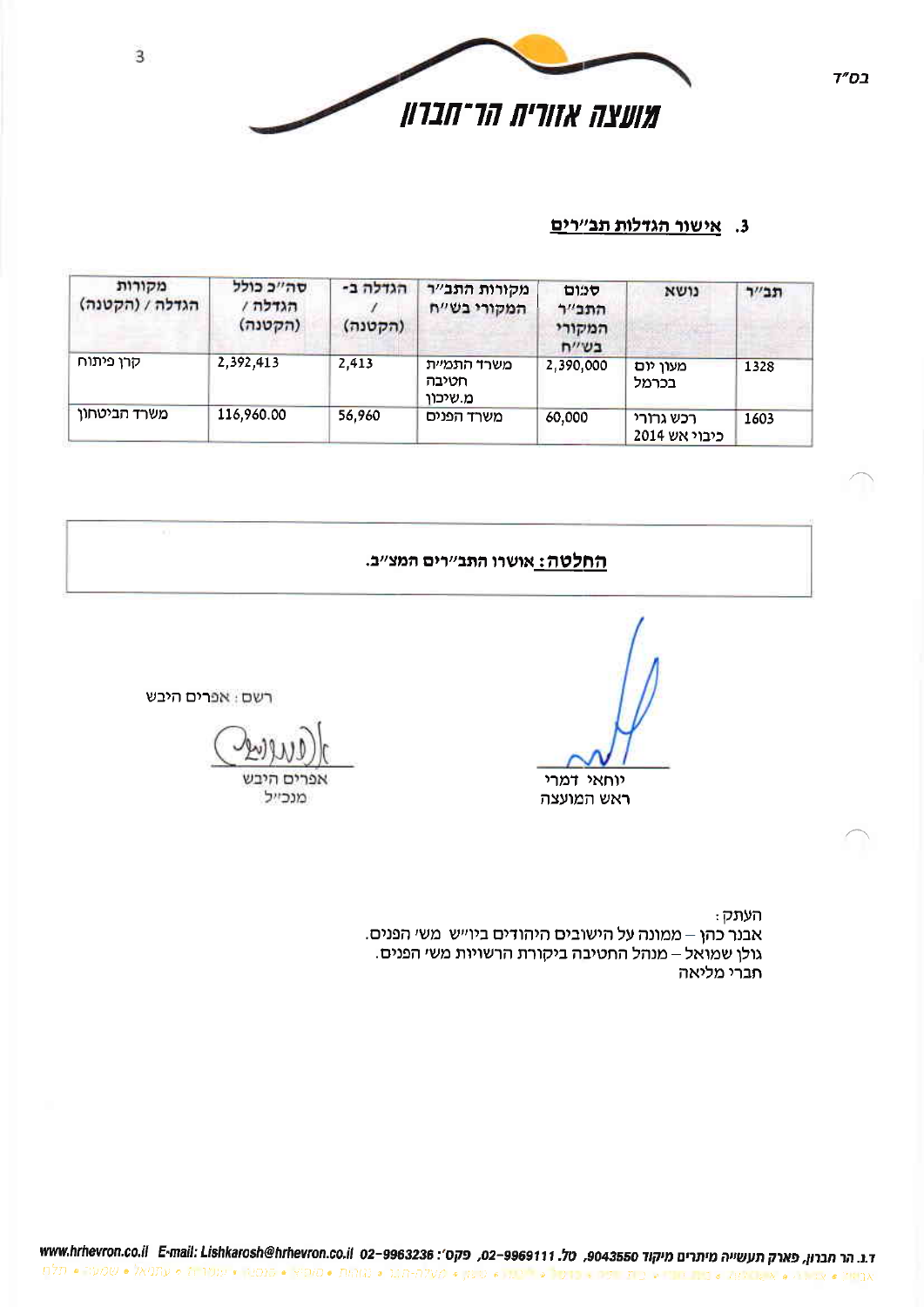בס"ד

מועצה אזורית הר-חברון

### 3. אישור הגדלות תב"רים

| תב"ר | נושא | סכום התב"ר המקורי בש"ח | מקורות התב"ר המקורי בש"ח | הגדלה ב- / (הקטנה) | סה"כ כולל הגדלה / (הקטנה) | מקורות הגדלה / (הקטנה) |
|---|---|---|---|---|---|---|
| 1328 | מעון יום בכרמל | 2,390,000 | משרד התמ"ת חטיבה מ.שיכון | 2,413 | 2,392,413 | קרן פיתוח |
| 1603 | רכש גרורי כיבוי אש 2014 | 60,000 | משרד הפנים | 56,960 | 116,960.00 | משרד הביטחון |

**החלטה:** אושרו התב"רים המצ"ב.

רשם: אפרים היבש

אפרים היבש
מנכ"ל

יוחאי דמרי
ראש המועצה

העתק:
אבנר כהן – ממונה על הישובים היהודים ביו"ש משי הפנים.
גולן שמואל – מנהל החטיבה ביקורת הרשויות משי הפנים.
חברי מליאה

ד.נ. הר חברון, פארק תעשייה מיתרים מיקוד 9043550, טל. 02-9969111, פקס: 02-9963236 E-mail: Lishkarosh@hrhevron.co.il www.hrhevron.co.il